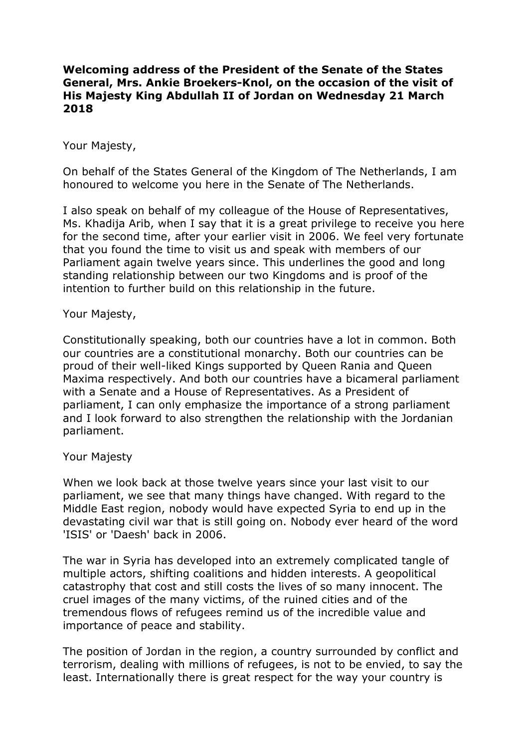**Welcoming address of the President of the Senate of the States General, Mrs. Ankie Broekers-Knol, on the occasion of the visit of His Majesty King Abdullah II of Jordan on Wednesday 21 March 2018**

Your Majesty,

On behalf of the States General of the Kingdom of The Netherlands, I am honoured to welcome you here in the Senate of The Netherlands.

I also speak on behalf of my colleague of the House of Representatives, Ms. Khadija Arib, when I say that it is a great privilege to receive you here for the second time, after your earlier visit in 2006. We feel very fortunate that you found the time to visit us and speak with members of our Parliament again twelve years since. This underlines the good and long standing relationship between our two Kingdoms and is proof of the intention to further build on this relationship in the future.

Your Majesty,

Constitutionally speaking, both our countries have a lot in common. Both our countries are a constitutional monarchy. Both our countries can be proud of their well-liked Kings supported by Queen Rania and Queen Maxima respectively. And both our countries have a bicameral parliament with a Senate and a House of Representatives. As a President of parliament, I can only emphasize the importance of a strong parliament and I look forward to also strengthen the relationship with the Jordanian parliament.

Your Majesty

When we look back at those twelve years since your last visit to our parliament, we see that many things have changed. With regard to the Middle East region, nobody would have expected Syria to end up in the devastating civil war that is still going on. Nobody ever heard of the word 'ISIS' or 'Daesh' back in 2006.

The war in Syria has developed into an extremely complicated tangle of multiple actors, shifting coalitions and hidden interests. A geopolitical catastrophy that cost and still costs the lives of so many innocent. The cruel images of the many victims, of the ruined cities and of the tremendous flows of refugees remind us of the incredible value and importance of peace and stability.

The position of Jordan in the region, a country surrounded by conflict and terrorism, dealing with millions of refugees, is not to be envied, to say the least. Internationally there is great respect for the way your country is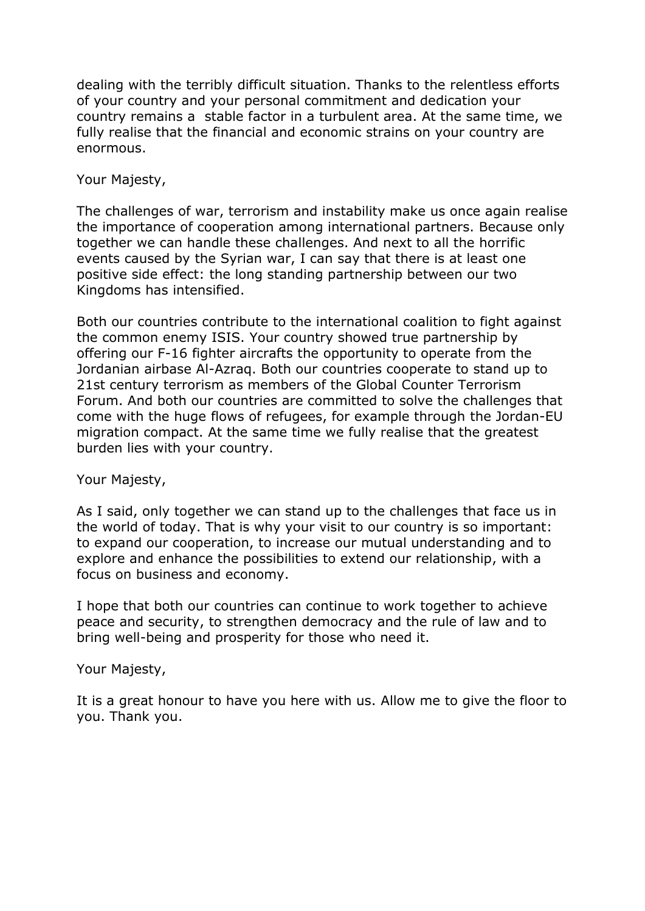dealing with the terribly difficult situation. Thanks to the relentless efforts of your country and your personal commitment and dedication your country remains a stable factor in a turbulent area. At the same time, we fully realise that the financial and economic strains on your country are enormous.

Your Majesty,

The challenges of war, terrorism and instability make us once again realise the importance of cooperation among international partners. Because only together we can handle these challenges. And next to all the horrific events caused by the Syrian war, I can say that there is at least one positive side effect: the long standing partnership between our two Kingdoms has intensified.

Both our countries contribute to the international coalition to fight against the common enemy ISIS. Your country showed true partnership by offering our F-16 fighter aircrafts the opportunity to operate from the Jordanian airbase Al-Azraq. Both our countries cooperate to stand up to 21st century terrorism as members of the Global Counter Terrorism Forum. And both our countries are committed to solve the challenges that come with the huge flows of refugees, for example through the Jordan-EU migration compact. At the same time we fully realise that the greatest burden lies with your country.

Your Majesty,

As I said, only together we can stand up to the challenges that face us in the world of today. That is why your visit to our country is so important: to expand our cooperation, to increase our mutual understanding and to explore and enhance the possibilities to extend our relationship, with a focus on business and economy.

I hope that both our countries can continue to work together to achieve peace and security, to strengthen democracy and the rule of law and to bring well-being and prosperity for those who need it.

Your Majesty,

It is a great honour to have you here with us. Allow me to give the floor to you. Thank you.